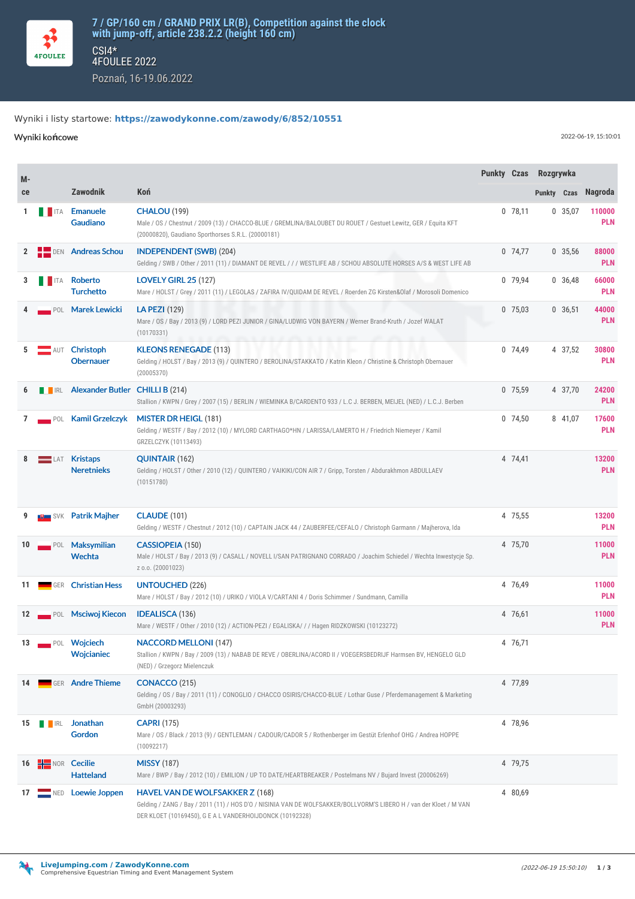# 7 / GP/160 cm / GRAND PRIX LR(B), Competition against the clock with jump-off, article 238.2.2 (height 160 cm)

CSI4*
4FOULEE 2022
Poznań, 16-19.06.2022

Wyniki i listy startowe: **https://zawodykonne.com/zawody/6/852/10551**

**Wyniki końcowe**

2022-06-19, 15:10:01

| M-ce | | Zawodnik | Koń | Punkty | Czas | Rozgrywka Punkty | Rozgrywka Czas | Nagroda |
|---|---|---|---|---|---|---|---|---|
| 1 | ITA | Emanuele Gaudiano | CHALOU (199) Male / OS / Chestnut / 2009 (13) / CHACCO-BLUE / GREMLINA/BALOUBET DU ROUET / Gestuet Lewitz, GER / Equita KFT (20000820), Gaudiano Sporthorses S.R.L. (20000181) | 0 | 78,11 | 0 | 35,07 | 110000 PLN |
| 2 | DEN | Andreas Schou | INDEPENDENT (SWB) (204) Gelding / SWB / Other / 2011 (11) / DIAMANT DE REVEL / / / WESTLIFE AB / SCHOU ABSOLUTE HORSES A/S & WEST LIFE AB | 0 | 74,77 | 0 | 35,56 | 88000 PLN |
| 3 | ITA | Roberto Turchetto | LOVELY GIRL 25 (127) Mare / HOLST / Grey / 2011 (11) / LEGOLAS / ZAFIRA IV/QUIDAM DE REVEL / Roerden ZG Kirsten&Olaf / Morosoli Domenico | 0 | 79,94 | 0 | 36,48 | 66000 PLN |
| 4 | POL | Marek Lewicki | LA PEZI (129) Mare / OS / Bay / 2013 (9) / LORD PEZI JUNIOR / GINA/LUDWIG VON BAYERN / Werner Brand-Kruth / Jozef WALAT (10170331) | 0 | 75,03 | 0 | 36,51 | 44000 PLN |
| 5 | AUT | Christoph Obernauer | KLEONS RENEGADE (113) Gelding / HOLST / Bay / 2013 (9) / QUINTERO / BEROLINA/STAKKATO / Katrin Kleon / Christine & Christoph Obernauer (20005370) | 0 | 74,49 | 4 | 37,52 | 30800 PLN |
| 6 | IRL | Alexander Butler | CHILLI B (214) Stallion / KWPN / Grey / 2007 (15) / BERLIN / WIEMINKA B/CARDENTO 933 / L.C J. BERBEN, MEIJEL (NED) / L.C.J. Berben | 0 | 75,59 | 4 | 37,70 | 24200 PLN |
| 7 | POL | Kamil Grzelczyk | MISTER DR HEIGL (181) Gelding / WESTF / Bay / 2012 (10) / MYLORD CARTHAGO*HN / LARISSA/LAMERTO H / Friedrich Niemeyer / Kamil GRZELCZYK (10113493) | 0 | 74,50 | 8 | 41,07 | 17600 PLN |
| 8 | LAT | Kristaps Neretnieks | QUINTAIR (162) Gelding / HOLST / Other / 2010 (12) / QUINTERO / VAIKIKI/CON AIR 7 / Gripp, Torsten / Abdurakhmon ABDULLAEV (10151780) | 4 | 74,41 | | | 13200 PLN |
| 9 | SVK | Patrik Majher | CLAUDE (101) Gelding / WESTF / Chestnut / 2012 (10) / CAPTAIN JACK 44 / ZAUBERFEE/CEFALO / Christoph Garmann / Majherova, Ida | 4 | 75,55 | | | 13200 PLN |
| 10 | POL | Maksymilian Wechta | CASSIOPEIA (150) Male / HOLST / Bay / 2013 (9) / CASALL / NOVELL I/SAN PATRIGNANO CORRADO / Joachim Schiedel / Wechta Inwestycje Sp. z o.o. (20001023) | 4 | 75,70 | | | 11000 PLN |
| 11 | GER | Christian Hess | UNTOUCHED (226) Mare / HOLST / Bay / 2012 (10) / URIKO / VIOLA V/CARTANI 4 / Doris Schimmer / Sundmann, Camilla | 4 | 76,49 | | | 11000 PLN |
| 12 | POL | Msciwoj Kiecon | IDEALISCA (136) Mare / WESTF / Other / 2010 (12) / ACTION-PEZI / EGALISKA/ / / Hagen RIDZKOWSKI (10123272) | 4 | 76,61 | | | 11000 PLN |
| 13 | POL | Wojciech Wojcianiec | NACCORD MELLONI (147) Stallion / KWPN / Bay / 2009 (13) / NABAB DE REVE / OBERLINA/ACORD II / VOEGERSBEDRIJF Harmsen BV, HENGELO GLD (NED) / Grzegorz Mielenczuk | 4 | 76,71 | | | |
| 14 | GER | Andre Thieme | CONACCO (215) Gelding / OS / Bay / 2011 (11) / CONOGLIO / CHACCO OSIRIS/CHACCO-BLUE / Lothar Guse / Pferdemanagement & Marketing GmbH (20003293) | 4 | 77,89 | | | |
| 15 | IRL | Jonathan Gordon | CAPRI (175) Mare / OS / Black / 2013 (9) / GENTLEMAN / CADOUR/CADOR 5 / Rothenberger im Gestüt Erlenhof OHG / Andrea HOPPE (10092217) | 4 | 78,96 | | | |
| 16 | NOR | Cecilie Hatteland | MISSY (187) Mare / BWP / Bay / 2012 (10) / EMILION / UP TO DATE/HEARTBREAKER / Postelmans NV / Bujard Invest (20006269) | 4 | 79,75 | | | |
| 17 | NED | Loewie Joppen | HAVEL VAN DE WOLFSAKKER Z (168) Gelding / ZANG / Bay / 2011 (11) / HOS D'O / NISINIA VAN DE WOLFSAKKER/BOLLVORM'S LIBERO H / van der Kloet / M VAN DER KLOET (10169450), G E A L VANDERHOIJDONCK (10192328) | 4 | 80,69 | | | |

**LiveJumping.com / ZawodyKonne.com**
Comprehensive Equestrian Timing and Event Management System

(2022-06-19 15:50:10)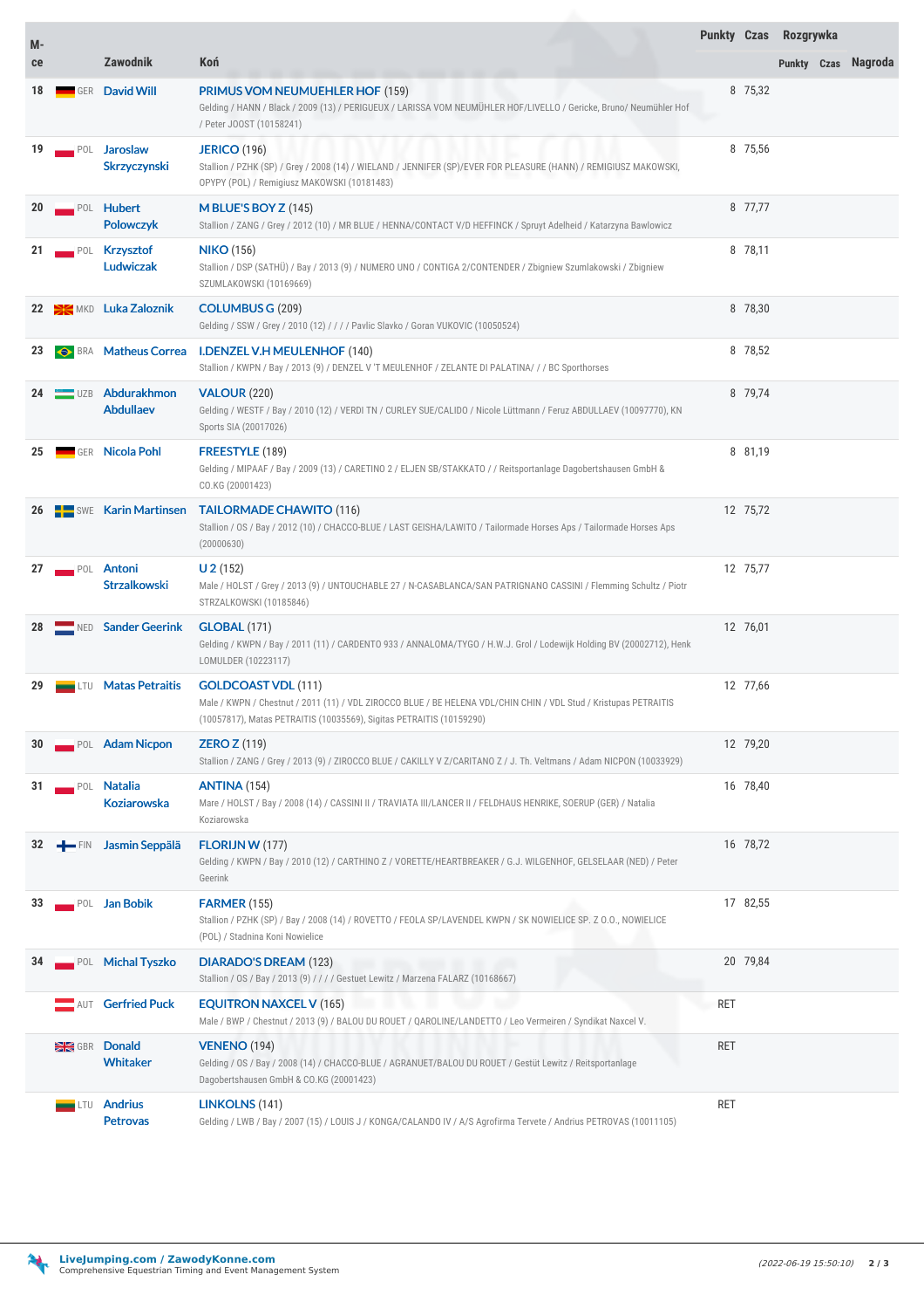| M-ce | | Zawodnik | Koń | Punkty | Czas | Rozgrywka | | |
|---|---|---|---|---|---|---|---|---|
| | | | | | | Punkty | Czas | Nagroda |
| 18 | GER | David Will | **PRIMUS VOM NEUMUEHLER HOF** (159)<br>Gelding / HANN / Black / 2009 (13) / PERIGUEUX / LARISSA VOM NEUMÜHLER HOF/LIVELLO / Gericke, Bruno/ Neumühler Hof / Peter JOOST (10158241) | 8 | 75,32 | | | |
| 19 | POL | Jaroslaw Skrzyczynski | **JERICO** (196)<br>Stallion / PZHK (SP) / Grey / 2008 (14) / WIELAND / JENNIFER (SP)/EVER FOR PLEASURE (HANN) / REMIGIUSZ MAKOWSKI, OPYPY (POL) / Remigiusz MAKOWSKI (10181483) | 8 | 75,56 | | | |
| 20 | POL | Hubert Polowczyk | **M BLUE'S BOY Z** (145)<br>Stallion / ZANG / Grey / 2012 (10) / MR BLUE / HENNA/CONTACT V/D HEFFINCK / Spruyt Adelheid / Katarzyna Bawlowicz | 8 | 77,77 | | | |
| 21 | POL | Krzysztof Ludwiczak | **NIKO** (156)<br>Stallion / DSP (SATHÜ) / Bay / 2013 (9) / NUMERO UNO / CONTIGA 2/CONTENDER / Zbigniew Szumlakowski / Zbigniew SZUMLAKOWSKI (10169669) | 8 | 78,11 | | | |
| 22 | MKD | Luka Zaloznik | **COLUMBUS G** (209)<br>Gelding / SSW / Grey / 2010 (12) / / / / Pavlic Slavko / Goran VUKOVIC (10050524) | 8 | 78,30 | | | |
| 23 | BRA | Matheus Correa | **I.DENZEL V.H MEULENHOF** (140)<br>Stallion / KWPN / Bay / 2013 (9) / DENZEL V 'T MEULENHOF / ZELANTE DI PALATINA/ / / BC Sporthorses | 8 | 78,52 | | | |
| 24 | UZB | Abdurakhmon Abdullaev | **VALOUR** (220)<br>Gelding / WESTF / Bay / 2010 (12) / VERDI TN / CURLEY SUE/CALIDO / Nicole Lüttmann / Feruz ABDULLAEV (10097770), KN Sports SIA (20017026) | 8 | 79,74 | | | |
| 25 | GER | Nicola Pohl | **FREESTYLE** (189)<br>Gelding / MIPAAF / Bay / 2009 (13) / CARETINO 2 / ELJEN SB/STAKKATO / / Reitsportanlage Dagobertshausen GmbH & CO.KG (20001423) | 8 | 81,19 | | | |
| 26 | SWE | Karin Martinsen | **TAILORMADE CHAWITO** (116)<br>Stallion / OS / Bay / 2012 (10) / CHACCO-BLUE / LAST GEISHA/LAWITO / Tailormade Horses Aps / Tailormade Horses Aps (20000630) | 12 | 75,72 | | | |
| 27 | POL | Antoni Strzalkowski | **U 2** (152)<br>Male / HOLST / Grey / 2013 (9) / UNTOUCHABLE 27 / N-CASABLANCA/SAN PATRIGNANO CASSINI / Flemming Schultz / Piotr STRZALKOWSKI (10185846) | 12 | 75,77 | | | |
| 28 | NED | Sander Geerink | **GLOBAL** (171)<br>Gelding / KWPN / Bay / 2011 (11) / CARDENTO 933 / ANNALOMA/TYGO / H.W.J. Grol / Lodewijk Holding BV (20002712), Henk LOMULDER (10223117) | 12 | 76,01 | | | |
| 29 | LTU | Matas Petraitis | **GOLDCOAST VDL** (111)<br>Male / KWPN / Chestnut / 2011 (11) / VDL ZIROCCO BLUE / BE HELENA VDL/CHIN CHIN / VDL Stud / Kristupas PETRAITIS (10057817), Matas PETRAITIS (10035569), Sigitas PETRAITIS (10159290) | 12 | 77,66 | | | |
| 30 | POL | Adam Nicpon | **ZERO Z** (119)<br>Stallion / ZANG / Grey / 2013 (9) / ZIROCCO BLUE / CAKILLY V Z/CARITANO Z / J. Th. Veltmans / Adam NICPON (10033929) | 12 | 79,20 | | | |
| 31 | POL | Natalia Koziarowska | **ANTINA** (154)<br>Mare / HOLST / Bay / 2008 (14) / CASSINI II / TRAVIATA III/LANCER II / FELDHAUS HENRIKE, SOERUP (GER) / Natalia Koziarowska | 16 | 78,40 | | | |
| 32 | FIN | Jasmin Seppälä | **FLORIJN W** (177)<br>Gelding / KWPN / Bay / 2010 (12) / CARTHINO Z / VORETTE/HEARTBREAKER / G.J. WILGENHOF, GELSELAAR (NED) / Peter Geerink | 16 | 78,72 | | | |
| 33 | POL | Jan Bobik | **FARMER** (155)<br>Stallion / PZHK (SP) / Bay / 2008 (14) / ROVETTO / FEOLA SP/LAVENDEL KWPN / SK NOWIELICE SP. Z O.O., NOWIELICE (POL) / Stadnina Koni Nowielice | 17 | 82,55 | | | |
| 34 | POL | Michal Tyszko | **DIARADO'S DREAM** (123)<br>Stallion / OS / Bay / 2013 (9) / / / / Gestuet Lewitz / Marzena FALARZ (10168667) | 20 | 79,84 | | | |
| | AUT | Gerfried Puck | **EQUITRON NAXCEL V** (165)<br>Male / BWP / Chestnut / 2013 (9) / BALOU DU ROUET / QAROLINE/LANDETTO / Leo Vermeiren / Syndikat Naxcel V. | RET | | | | |
| | GBR | Donald Whitaker | **VENENO** (194)<br>Gelding / OS / Bay / 2008 (14) / CHACCO-BLUE / AGRANUET/BALOU DU ROUET / Gestüt Lewitz / Reitsportanlage Dagobertshausen GmbH & CO.KG (20001423) | RET | | | | |
| | LTU | Andrius Petrovas | **LINKOLNS** (141)<br>Gelding / LWB / Bay / 2007 (15) / LOUIS J / KONGA/CALANDO IV / A/S Agrofirma Tervete / Andrius PETROVAS (10011105) | RET | | | | |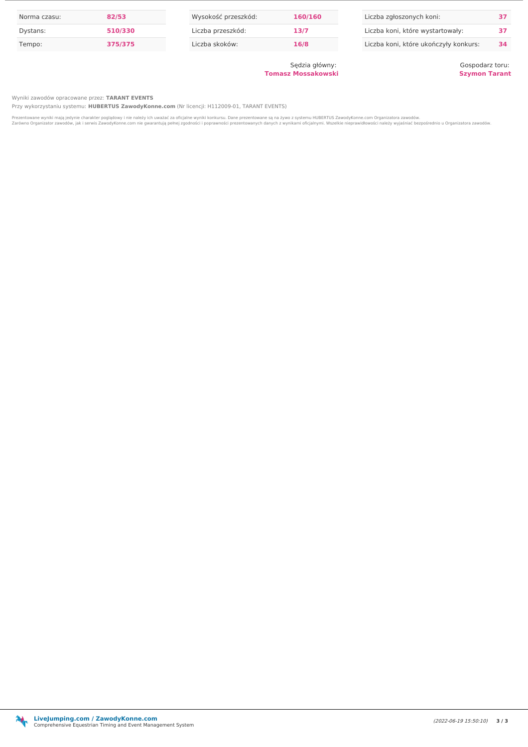| | | | | | |
|---|---|---|---|---|---|
| Norma czasu: | **82/53** | Wysokość przeszkód: | **160/160** | Liczba zgłoszonych koni: | **37** |
| Dystans: | **510/330** | Liczba przeszkód: | **13/7** | Liczba koni, które wystartowały: | **37** |
| Tempo: | **375/375** | Liczba skoków: | **16/8** | Liczba koni, które ukończyły konkurs: | **34** |

Sędzia główny: **Tomasz Mossakowski**

Gospodarz toru: **Szymon Tarant**

Wyniki zawodów opracowane przez: **TARANT EVENTS**

Przy wykorzystaniu systemu: **HUBERTUS ZawodyKonne.com** (Nr licencji: H112009-01, TARANT EVENTS)

Prezentowane wyniki mają jedynie charakter poglądowy i nie należy ich uważać za oficjalne wyniki konkursu. Dane prezentowane są na żywo z systemu HUBERTUS ZawodyKonne.com Organizatora zawodów.
Zarówno Organizator zawodów, jak i serwis ZawodyKonne.com nie gwarantują pełnej zgodności i poprawności prezentowanych danych z wynikami oficjalnymi. Wszelkie nieprawidłowości należy wyjaśniać bezpośrednio u Organizatora zawodów.

**LiveJumping.com / ZawodyKonne.com**
Comprehensive Equestrian Timing and Event Management System

*(2022-06-19 15:50:10)*